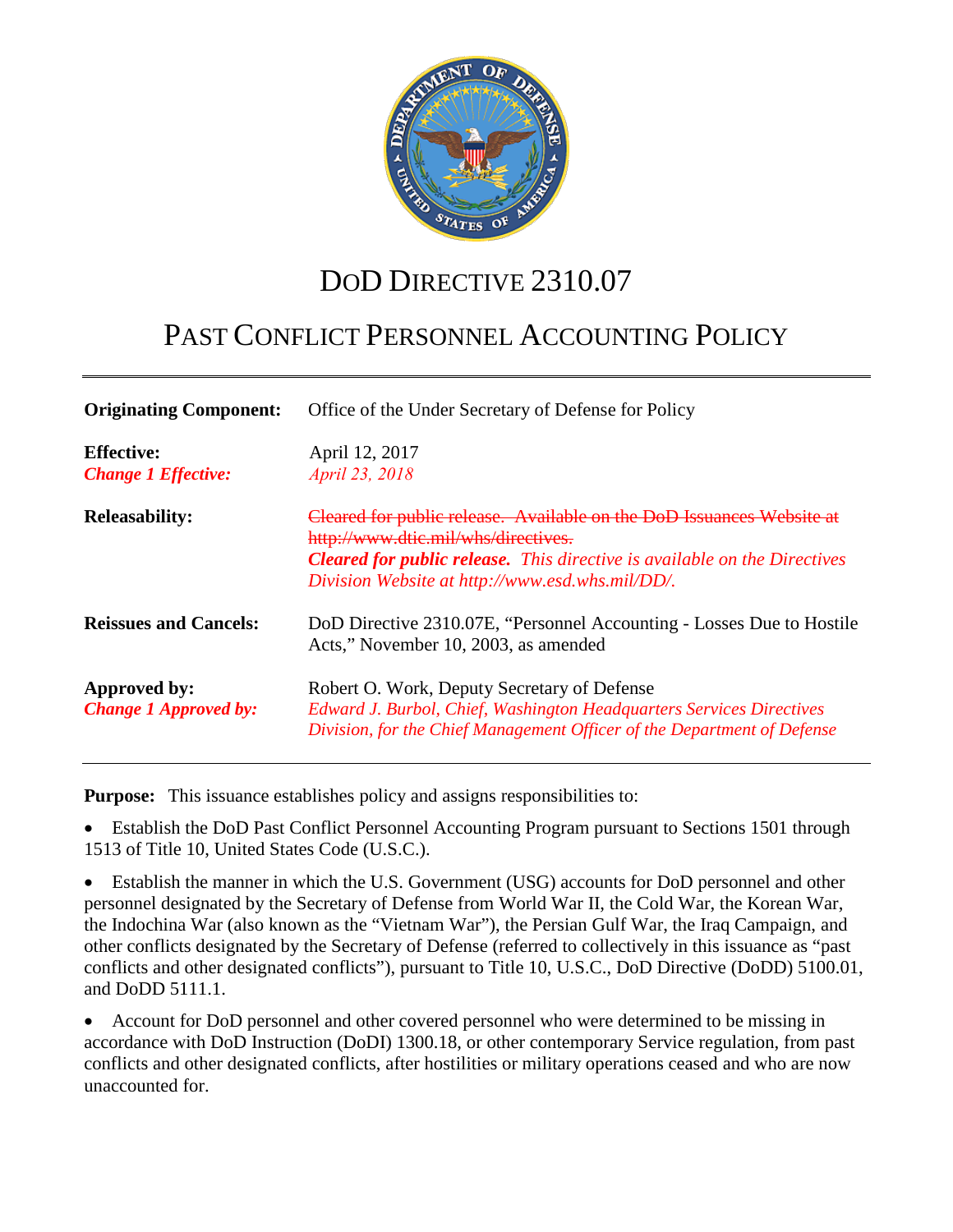# DoD Directive 2310.07

## Past Conflict Personnel Accounting Policy

| | |
|---|---|
| **Originating Component:** | Office of the Under Secretary of Defense for Policy |
| **Effective:** | April 12, 2017 |
| ***Change 1 Effective:*** | *April 23, 2018* |
| **Releasability:** | ~~Cleared for public release. Available on the DoD Issuances Website at http://www.dtic.mil/whs/directives.~~ ***Cleared for public release.*** *This directive is available on the Directives Division Website at http://www.esd.whs.mil/DD/.* |
| **Reissues and Cancels:** | DoD Directive 2310.07E, "Personnel Accounting - Losses Due to Hostile Acts," November 10, 2003, as amended |
| **Approved by:** | Robert O. Work, Deputy Secretary of Defense |
| ***Change 1 Approved by:*** | *Edward J. Burbol, Chief, Washington Headquarters Services Directives Division, for the Chief Management Officer of the Department of Defense* |

**Purpose:** This issuance establishes policy and assigns responsibilities to:

- Establish the DoD Past Conflict Personnel Accounting Program pursuant to Sections 1501 through 1513 of Title 10, United States Code (U.S.C.).
- Establish the manner in which the U.S. Government (USG) accounts for DoD personnel and other personnel designated by the Secretary of Defense from World War II, the Cold War, the Korean War, the Indochina War (also known as the "Vietnam War"), the Persian Gulf War, the Iraq Campaign, and other conflicts designated by the Secretary of Defense (referred to collectively in this issuance as "past conflicts and other designated conflicts"), pursuant to Title 10, U.S.C., DoD Directive (DoDD) 5100.01, and DoDD 5111.1.
- Account for DoD personnel and other covered personnel who were determined to be missing in accordance with DoD Instruction (DoDI) 1300.18, or other contemporary Service regulation, from past conflicts and other designated conflicts, after hostilities or military operations ceased and who are now unaccounted for.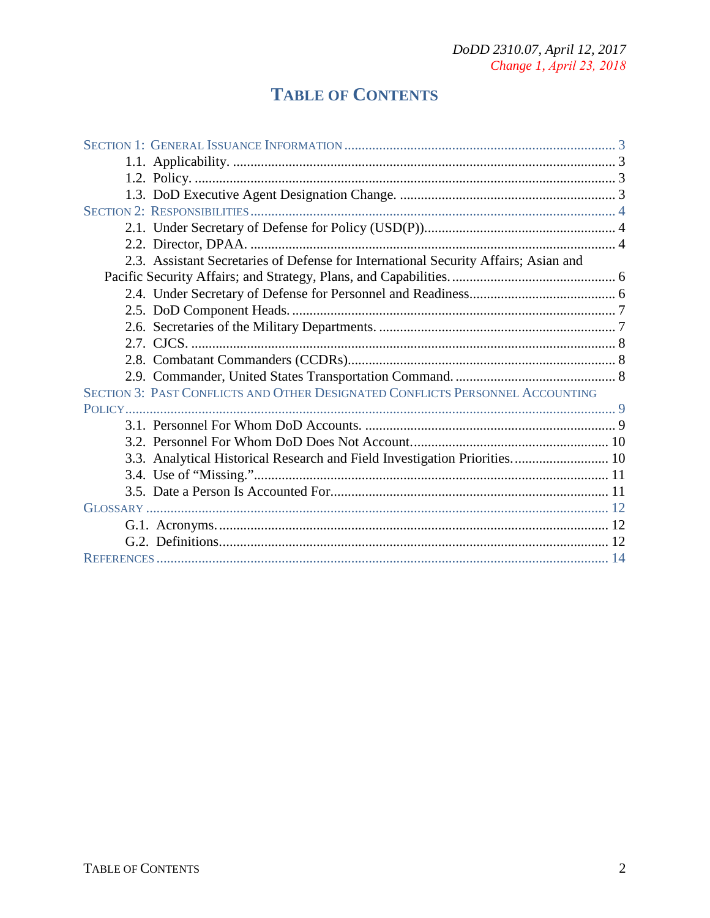# TABLE OF CONTENTS

SECTION 1: GENERAL ISSUANCE INFORMATION ........ 3
- 1.1. Applicability. ........ 3
- 1.2. Policy. ........ 3
- 1.3. DoD Executive Agent Designation Change. ........ 3

SECTION 2: RESPONSIBILITIES ........ 4
- 2.1. Under Secretary of Defense for Policy (USD(P)). ........ 4
- 2.2. Director, DPAA. ........ 4
- 2.3. Assistant Secretaries of Defense for International Security Affairs; Asian and Pacific Security Affairs; and Strategy, Plans, and Capabilities. ........ 6
- 2.4. Under Secretary of Defense for Personnel and Readiness. ........ 6
- 2.5. DoD Component Heads. ........ 7
- 2.6. Secretaries of the Military Departments. ........ 7
- 2.7. CJCS. ........ 8
- 2.8. Combatant Commanders (CCDRs). ........ 8
- 2.9. Commander, United States Transportation Command. ........ 8

SECTION 3: PAST CONFLICTS AND OTHER DESIGNATED CONFLICTS PERSONNEL ACCOUNTING POLICY ........ 9
- 3.1. Personnel For Whom DoD Accounts. ........ 9
- 3.2. Personnel For Whom DoD Does Not Account. ........ 10
- 3.3. Analytical Historical Research and Field Investigation Priorities. ........ 10
- 3.4. Use of "Missing." ........ 11
- 3.5. Date a Person Is Accounted For. ........ 11

GLOSSARY ........ 12
- G.1. Acronyms. ........ 12
- G.2. Definitions. ........ 12

REFERENCES ........ 14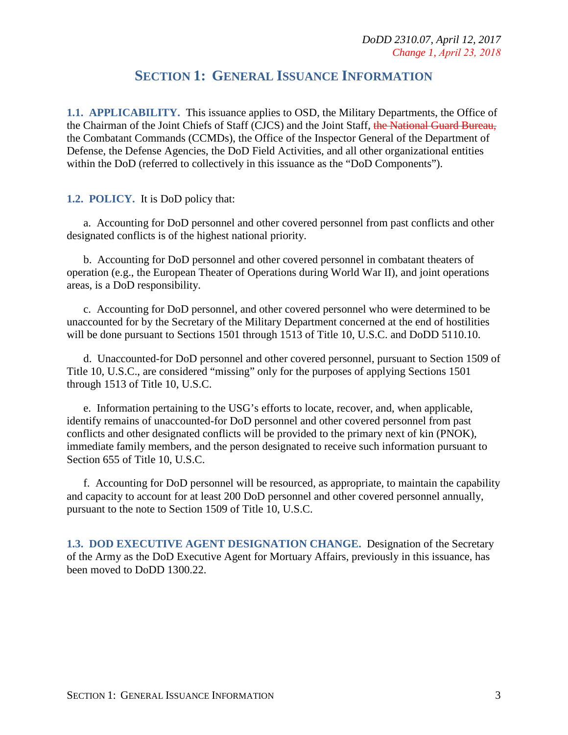## SECTION 1: GENERAL ISSUANCE INFORMATION

**1.1. APPLICABILITY.** This issuance applies to OSD, the Military Departments, the Office of the Chairman of the Joint Chiefs of Staff (CJCS) and the Joint Staff, ~~the National Guard Bureau,~~ the Combatant Commands (CCMDs), the Office of the Inspector General of the Department of Defense, the Defense Agencies, the DoD Field Activities, and all other organizational entities within the DoD (referred to collectively in this issuance as the "DoD Components").

**1.2. POLICY.** It is DoD policy that:

a. Accounting for DoD personnel and other covered personnel from past conflicts and other designated conflicts is of the highest national priority.

b. Accounting for DoD personnel and other covered personnel in combatant theaters of operation (e.g., the European Theater of Operations during World War II), and joint operations areas, is a DoD responsibility.

c. Accounting for DoD personnel, and other covered personnel who were determined to be unaccounted for by the Secretary of the Military Department concerned at the end of hostilities will be done pursuant to Sections 1501 through 1513 of Title 10, U.S.C. and DoDD 5110.10.

d. Unaccounted-for DoD personnel and other covered personnel, pursuant to Section 1509 of Title 10, U.S.C., are considered "missing" only for the purposes of applying Sections 1501 through 1513 of Title 10, U.S.C.

e. Information pertaining to the USG's efforts to locate, recover, and, when applicable, identify remains of unaccounted-for DoD personnel and other covered personnel from past conflicts and other designated conflicts will be provided to the primary next of kin (PNOK), immediate family members, and the person designated to receive such information pursuant to Section 655 of Title 10, U.S.C.

f. Accounting for DoD personnel will be resourced, as appropriate, to maintain the capability and capacity to account for at least 200 DoD personnel and other covered personnel annually, pursuant to the note to Section 1509 of Title 10, U.S.C.

**1.3. DOD EXECUTIVE AGENT DESIGNATION CHANGE.** Designation of the Secretary of the Army as the DoD Executive Agent for Mortuary Affairs, previously in this issuance, has been moved to DoDD 1300.22.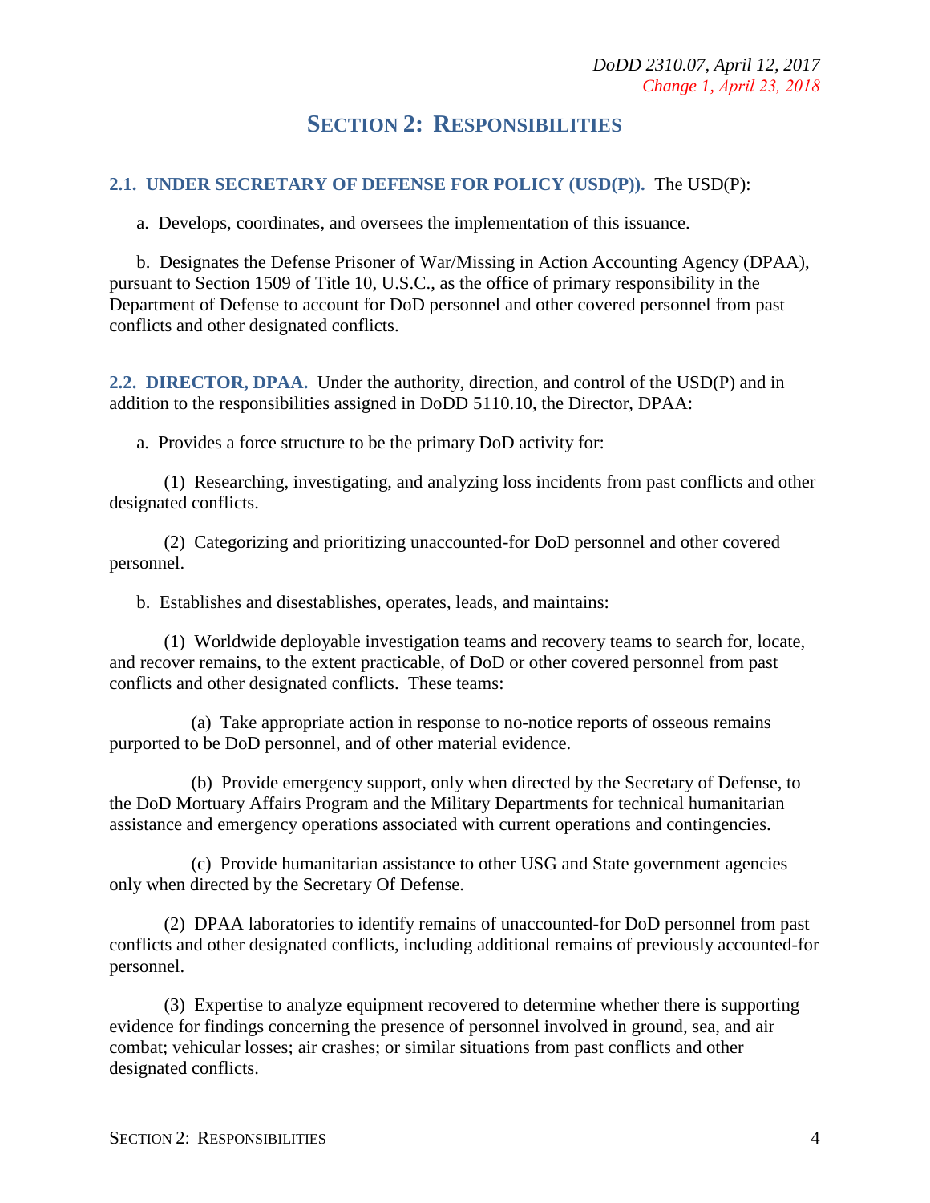# SECTION 2: RESPONSIBILITIES

**2.1. UNDER SECRETARY OF DEFENSE FOR POLICY (USD(P)).** The USD(P):

a. Develops, coordinates, and oversees the implementation of this issuance.

b. Designates the Defense Prisoner of War/Missing in Action Accounting Agency (DPAA), pursuant to Section 1509 of Title 10, U.S.C., as the office of primary responsibility in the Department of Defense to account for DoD personnel and other covered personnel from past conflicts and other designated conflicts.

**2.2. DIRECTOR, DPAA.** Under the authority, direction, and control of the USD(P) and in addition to the responsibilities assigned in DoDD 5110.10, the Director, DPAA:

a. Provides a force structure to be the primary DoD activity for:

(1) Researching, investigating, and analyzing loss incidents from past conflicts and other designated conflicts.

(2) Categorizing and prioritizing unaccounted-for DoD personnel and other covered personnel.

b. Establishes and disestablishes, operates, leads, and maintains:

(1) Worldwide deployable investigation teams and recovery teams to search for, locate, and recover remains, to the extent practicable, of DoD or other covered personnel from past conflicts and other designated conflicts. These teams:

(a) Take appropriate action in response to no-notice reports of osseous remains purported to be DoD personnel, and of other material evidence.

(b) Provide emergency support, only when directed by the Secretary of Defense, to the DoD Mortuary Affairs Program and the Military Departments for technical humanitarian assistance and emergency operations associated with current operations and contingencies.

(c) Provide humanitarian assistance to other USG and State government agencies only when directed by the Secretary Of Defense.

(2) DPAA laboratories to identify remains of unaccounted-for DoD personnel from past conflicts and other designated conflicts, including additional remains of previously accounted-for personnel.

(3) Expertise to analyze equipment recovered to determine whether there is supporting evidence for findings concerning the presence of personnel involved in ground, sea, and air combat; vehicular losses; air crashes; or similar situations from past conflicts and other designated conflicts.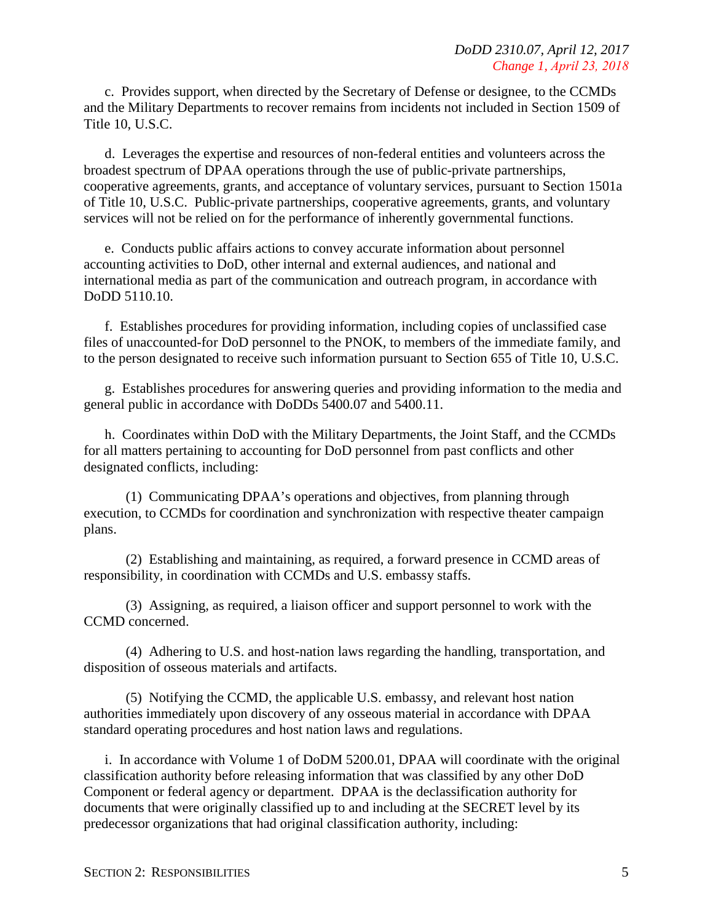c. Provides support, when directed by the Secretary of Defense or designee, to the CCMDs and the Military Departments to recover remains from incidents not included in Section 1509 of Title 10, U.S.C.

d. Leverages the expertise and resources of non-federal entities and volunteers across the broadest spectrum of DPAA operations through the use of public-private partnerships, cooperative agreements, grants, and acceptance of voluntary services, pursuant to Section 1501a of Title 10, U.S.C. Public-private partnerships, cooperative agreements, grants, and voluntary services will not be relied on for the performance of inherently governmental functions.

e. Conducts public affairs actions to convey accurate information about personnel accounting activities to DoD, other internal and external audiences, and national and international media as part of the communication and outreach program, in accordance with DoDD 5110.10.

f. Establishes procedures for providing information, including copies of unclassified case files of unaccounted-for DoD personnel to the PNOK, to members of the immediate family, and to the person designated to receive such information pursuant to Section 655 of Title 10, U.S.C.

g. Establishes procedures for answering queries and providing information to the media and general public in accordance with DoDDs 5400.07 and 5400.11.

h. Coordinates within DoD with the Military Departments, the Joint Staff, and the CCMDs for all matters pertaining to accounting for DoD personnel from past conflicts and other designated conflicts, including:

(1) Communicating DPAA's operations and objectives, from planning through execution, to CCMDs for coordination and synchronization with respective theater campaign plans.

(2) Establishing and maintaining, as required, a forward presence in CCMD areas of responsibility, in coordination with CCMDs and U.S. embassy staffs.

(3) Assigning, as required, a liaison officer and support personnel to work with the CCMD concerned.

(4) Adhering to U.S. and host-nation laws regarding the handling, transportation, and disposition of osseous materials and artifacts.

(5) Notifying the CCMD, the applicable U.S. embassy, and relevant host nation authorities immediately upon discovery of any osseous material in accordance with DPAA standard operating procedures and host nation laws and regulations.

i. In accordance with Volume 1 of DoDM 5200.01, DPAA will coordinate with the original classification authority before releasing information that was classified by any other DoD Component or federal agency or department. DPAA is the declassification authority for documents that were originally classified up to and including at the SECRET level by its predecessor organizations that had original classification authority, including: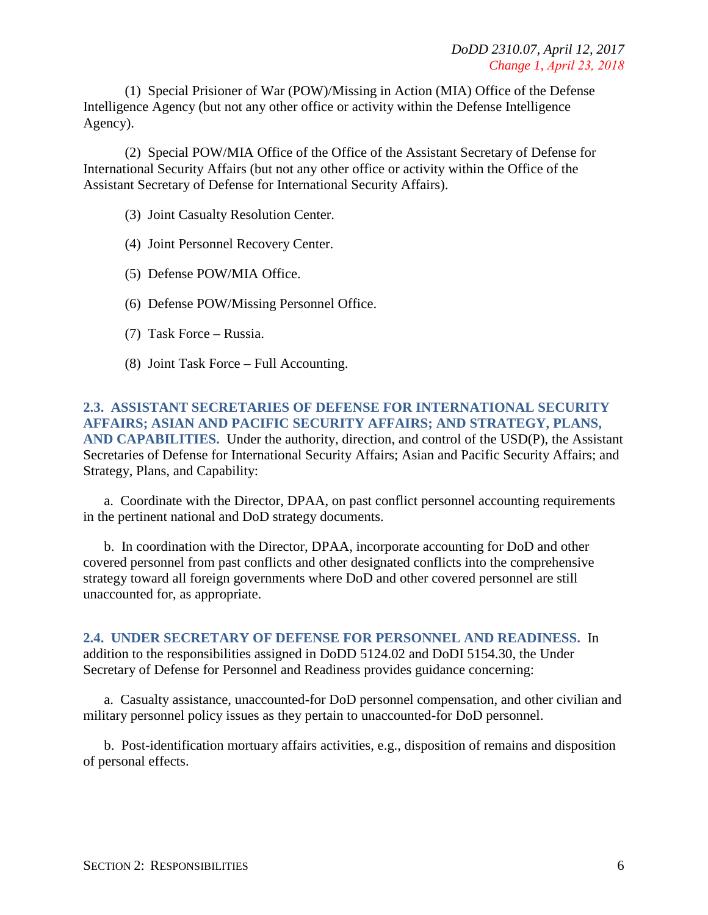(1) Special Prisioner of War (POW)/Missing in Action (MIA) Office of the Defense Intelligence Agency (but not any other office or activity within the Defense Intelligence Agency).

(2) Special POW/MIA Office of the Office of the Assistant Secretary of Defense for International Security Affairs (but not any other office or activity within the Office of the Assistant Secretary of Defense for International Security Affairs).

(3) Joint Casualty Resolution Center.

(4) Joint Personnel Recovery Center.

(5) Defense POW/MIA Office.

(6) Defense POW/Missing Personnel Office.

(7) Task Force – Russia.

(8) Joint Task Force – Full Accounting.

**2.3. ASSISTANT SECRETARIES OF DEFENSE FOR INTERNATIONAL SECURITY AFFAIRS; ASIAN AND PACIFIC SECURITY AFFAIRS; AND STRATEGY, PLANS, AND CAPABILITIES.** Under the authority, direction, and control of the USD(P), the Assistant Secretaries of Defense for International Security Affairs; Asian and Pacific Security Affairs; and Strategy, Plans, and Capability:

a. Coordinate with the Director, DPAA, on past conflict personnel accounting requirements in the pertinent national and DoD strategy documents.

b. In coordination with the Director, DPAA, incorporate accounting for DoD and other covered personnel from past conflicts and other designated conflicts into the comprehensive strategy toward all foreign governments where DoD and other covered personnel are still unaccounted for, as appropriate.

**2.4. UNDER SECRETARY OF DEFENSE FOR PERSONNEL AND READINESS.** In addition to the responsibilities assigned in DoDD 5124.02 and DoDI 5154.30, the Under Secretary of Defense for Personnel and Readiness provides guidance concerning:

a. Casualty assistance, unaccounted-for DoD personnel compensation, and other civilian and military personnel policy issues as they pertain to unaccounted-for DoD personnel.

b. Post-identification mortuary affairs activities, e.g., disposition of remains and disposition of personal effects.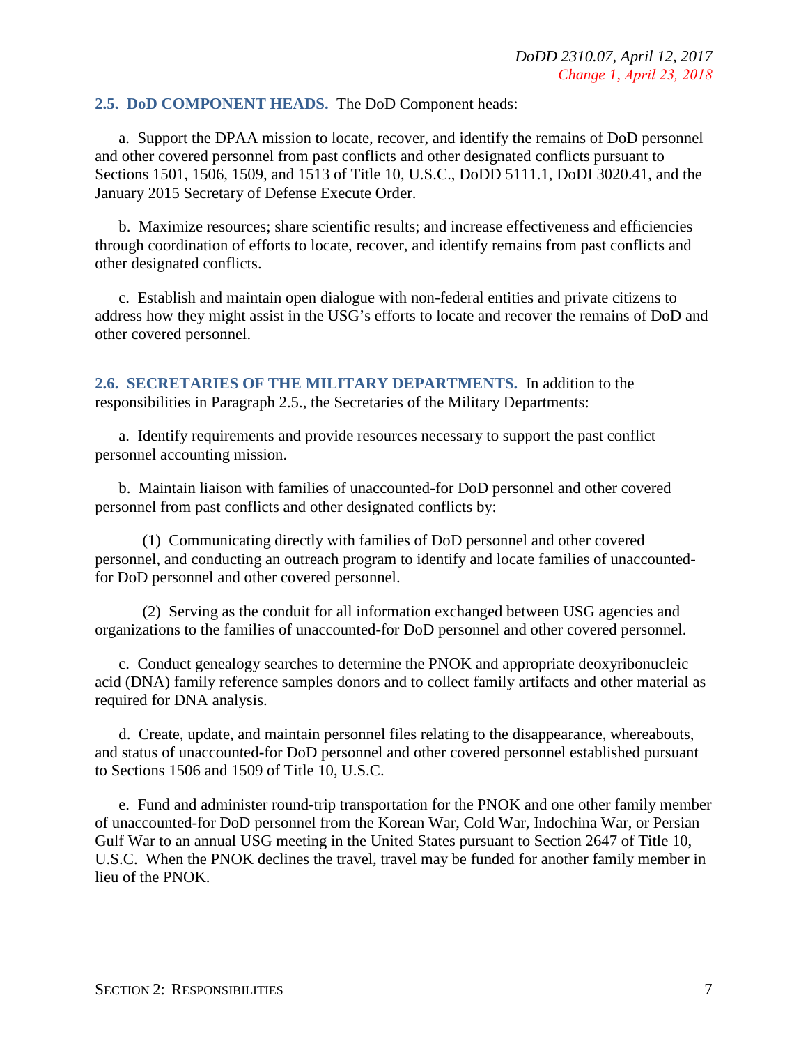**2.5. DoD COMPONENT HEADS.** The DoD Component heads:

a. Support the DPAA mission to locate, recover, and identify the remains of DoD personnel and other covered personnel from past conflicts and other designated conflicts pursuant to Sections 1501, 1506, 1509, and 1513 of Title 10, U.S.C., DoDD 5111.1, DoDI 3020.41, and the January 2015 Secretary of Defense Execute Order.

b. Maximize resources; share scientific results; and increase effectiveness and efficiencies through coordination of efforts to locate, recover, and identify remains from past conflicts and other designated conflicts.

c. Establish and maintain open dialogue with non-federal entities and private citizens to address how they might assist in the USG's efforts to locate and recover the remains of DoD and other covered personnel.

**2.6. SECRETARIES OF THE MILITARY DEPARTMENTS.** In addition to the responsibilities in Paragraph 2.5., the Secretaries of the Military Departments:

a. Identify requirements and provide resources necessary to support the past conflict personnel accounting mission.

b. Maintain liaison with families of unaccounted-for DoD personnel and other covered personnel from past conflicts and other designated conflicts by:

(1) Communicating directly with families of DoD personnel and other covered personnel, and conducting an outreach program to identify and locate families of unaccounted-for DoD personnel and other covered personnel.

(2) Serving as the conduit for all information exchanged between USG agencies and organizations to the families of unaccounted-for DoD personnel and other covered personnel.

c. Conduct genealogy searches to determine the PNOK and appropriate deoxyribonucleic acid (DNA) family reference samples donors and to collect family artifacts and other material as required for DNA analysis.

d. Create, update, and maintain personnel files relating to the disappearance, whereabouts, and status of unaccounted-for DoD personnel and other covered personnel established pursuant to Sections 1506 and 1509 of Title 10, U.S.C.

e. Fund and administer round-trip transportation for the PNOK and one other family member of unaccounted-for DoD personnel from the Korean War, Cold War, Indochina War, or Persian Gulf War to an annual USG meeting in the United States pursuant to Section 2647 of Title 10, U.S.C. When the PNOK declines the travel, travel may be funded for another family member in lieu of the PNOK.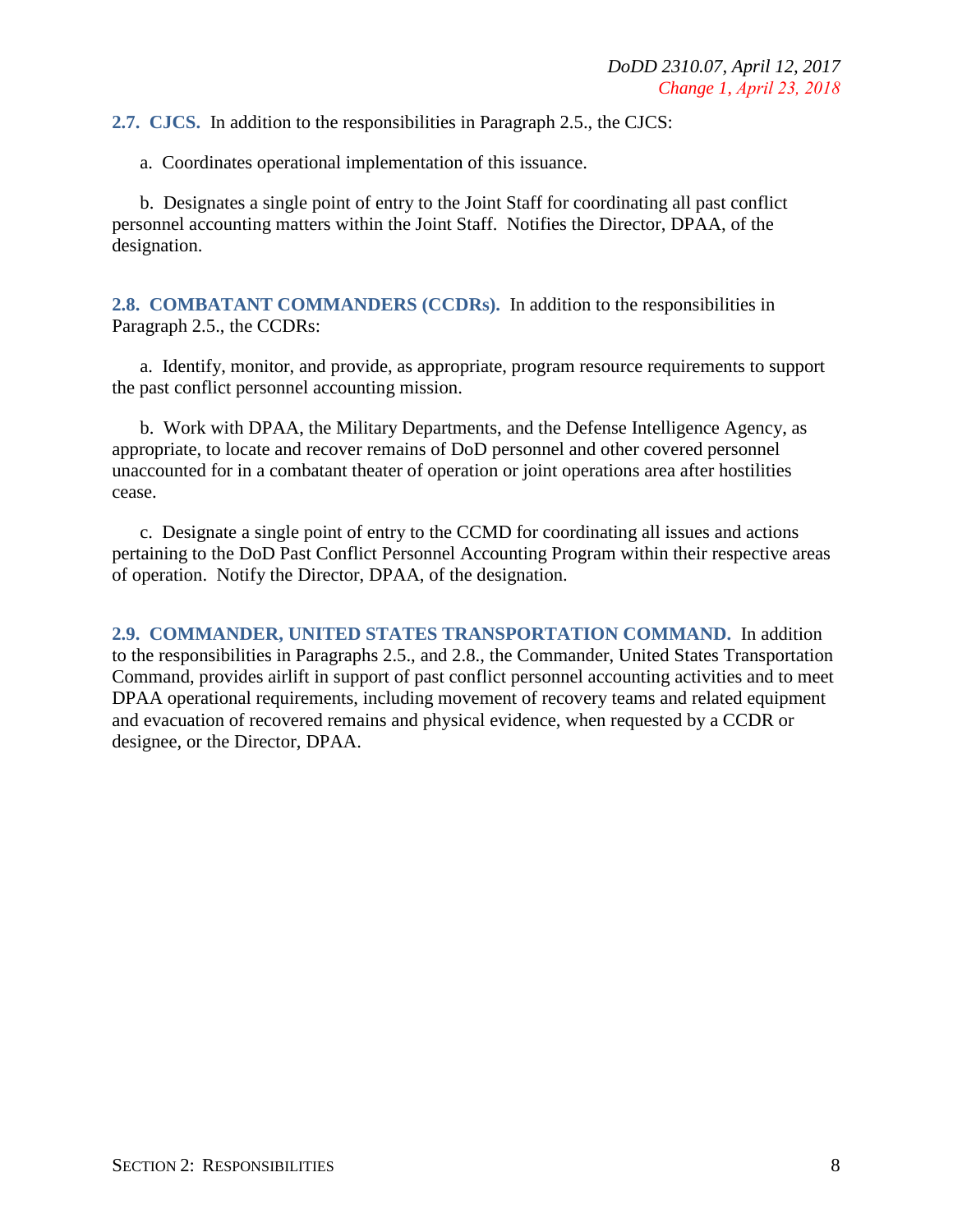**2.7. CJCS.** In addition to the responsibilities in Paragraph 2.5., the CJCS:

a. Coordinates operational implementation of this issuance.

b. Designates a single point of entry to the Joint Staff for coordinating all past conflict personnel accounting matters within the Joint Staff. Notifies the Director, DPAA, of the designation.

**2.8. COMBATANT COMMANDERS (CCDRs).** In addition to the responsibilities in Paragraph 2.5., the CCDRs:

a. Identify, monitor, and provide, as appropriate, program resource requirements to support the past conflict personnel accounting mission.

b. Work with DPAA, the Military Departments, and the Defense Intelligence Agency, as appropriate, to locate and recover remains of DoD personnel and other covered personnel unaccounted for in a combatant theater of operation or joint operations area after hostilities cease.

c. Designate a single point of entry to the CCMD for coordinating all issues and actions pertaining to the DoD Past Conflict Personnel Accounting Program within their respective areas of operation. Notify the Director, DPAA, of the designation.

**2.9. COMMANDER, UNITED STATES TRANSPORTATION COMMAND.** In addition to the responsibilities in Paragraphs 2.5., and 2.8., the Commander, United States Transportation Command, provides airlift in support of past conflict personnel accounting activities and to meet DPAA operational requirements, including movement of recovery teams and related equipment and evacuation of recovered remains and physical evidence, when requested by a CCDR or designee, or the Director, DPAA.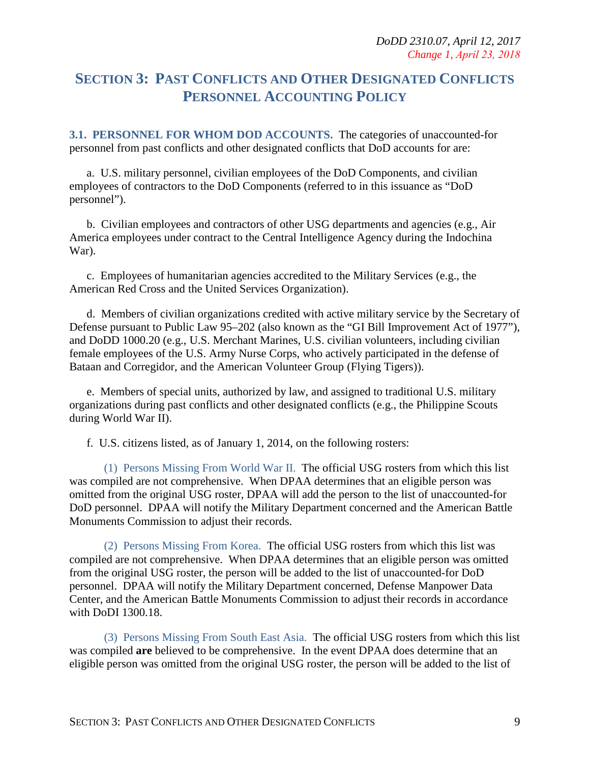# SECTION 3: PAST CONFLICTS AND OTHER DESIGNATED CONFLICTS PERSONNEL ACCOUNTING POLICY

**3.1. PERSONNEL FOR WHOM DOD ACCOUNTS.** The categories of unaccounted-for personnel from past conflicts and other designated conflicts that DoD accounts for are:

a. U.S. military personnel, civilian employees of the DoD Components, and civilian employees of contractors to the DoD Components (referred to in this issuance as "DoD personnel").

b. Civilian employees and contractors of other USG departments and agencies (e.g., Air America employees under contract to the Central Intelligence Agency during the Indochina War).

c. Employees of humanitarian agencies accredited to the Military Services (e.g., the American Red Cross and the United Services Organization).

d. Members of civilian organizations credited with active military service by the Secretary of Defense pursuant to Public Law 95–202 (also known as the "GI Bill Improvement Act of 1977"), and DoDD 1000.20 (e.g., U.S. Merchant Marines, U.S. civilian volunteers, including civilian female employees of the U.S. Army Nurse Corps, who actively participated in the defense of Bataan and Corregidor, and the American Volunteer Group (Flying Tigers)).

e. Members of special units, authorized by law, and assigned to traditional U.S. military organizations during past conflicts and other designated conflicts (e.g., the Philippine Scouts during World War II).

f. U.S. citizens listed, as of January 1, 2014, on the following rosters:

(1) Persons Missing From World War II. The official USG rosters from which this list was compiled are not comprehensive. When DPAA determines that an eligible person was omitted from the original USG roster, DPAA will add the person to the list of unaccounted-for DoD personnel. DPAA will notify the Military Department concerned and the American Battle Monuments Commission to adjust their records.

(2) Persons Missing From Korea. The official USG rosters from which this list was compiled are not comprehensive. When DPAA determines that an eligible person was omitted from the original USG roster, the person will be added to the list of unaccounted-for DoD personnel. DPAA will notify the Military Department concerned, Defense Manpower Data Center, and the American Battle Monuments Commission to adjust their records in accordance with DoDI 1300.18.

(3) Persons Missing From South East Asia. The official USG rosters from which this list was compiled **are** believed to be comprehensive. In the event DPAA does determine that an eligible person was omitted from the original USG roster, the person will be added to the list of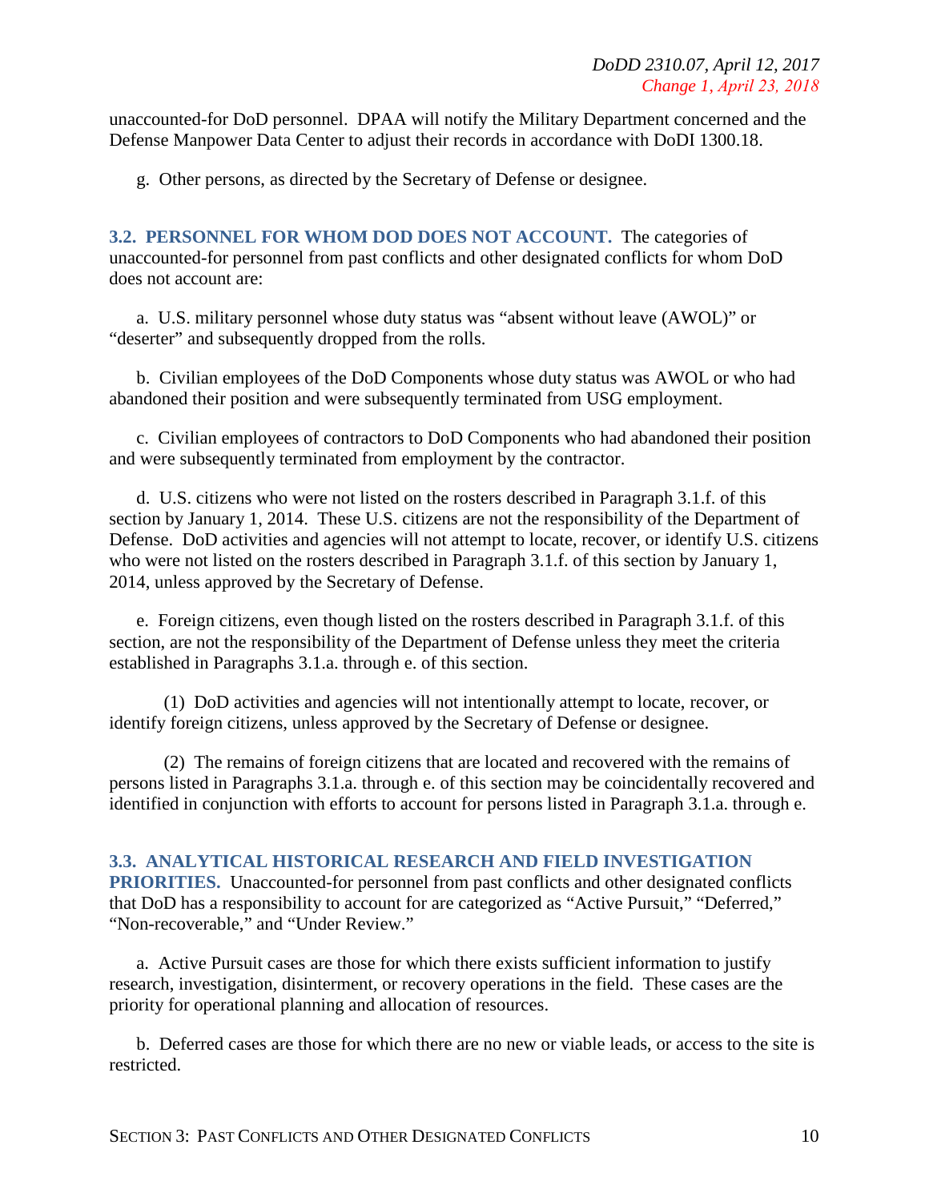unaccounted-for DoD personnel. DPAA will notify the Military Department concerned and the Defense Manpower Data Center to adjust their records in accordance with DoDI 1300.18.

g. Other persons, as directed by the Secretary of Defense or designee.

## 3.2. PERSONNEL FOR WHOM DOD DOES NOT ACCOUNT.

The categories of unaccounted-for personnel from past conflicts and other designated conflicts for whom DoD does not account are:

a. U.S. military personnel whose duty status was "absent without leave (AWOL)" or "deserter" and subsequently dropped from the rolls.

b. Civilian employees of the DoD Components whose duty status was AWOL or who had abandoned their position and were subsequently terminated from USG employment.

c. Civilian employees of contractors to DoD Components who had abandoned their position and were subsequently terminated from employment by the contractor.

d. U.S. citizens who were not listed on the rosters described in Paragraph 3.1.f. of this section by January 1, 2014. These U.S. citizens are not the responsibility of the Department of Defense. DoD activities and agencies will not attempt to locate, recover, or identify U.S. citizens who were not listed on the rosters described in Paragraph 3.1.f. of this section by January 1, 2014, unless approved by the Secretary of Defense.

e. Foreign citizens, even though listed on the rosters described in Paragraph 3.1.f. of this section, are not the responsibility of the Department of Defense unless they meet the criteria established in Paragraphs 3.1.a. through e. of this section.

(1) DoD activities and agencies will not intentionally attempt to locate, recover, or identify foreign citizens, unless approved by the Secretary of Defense or designee.

(2) The remains of foreign citizens that are located and recovered with the remains of persons listed in Paragraphs 3.1.a. through e. of this section may be coincidentally recovered and identified in conjunction with efforts to account for persons listed in Paragraph 3.1.a. through e.

## 3.3. ANALYTICAL HISTORICAL RESEARCH AND FIELD INVESTIGATION PRIORITIES.

Unaccounted-for personnel from past conflicts and other designated conflicts that DoD has a responsibility to account for are categorized as "Active Pursuit," "Deferred," "Non-recoverable," and "Under Review."

a. Active Pursuit cases are those for which there exists sufficient information to justify research, investigation, disinterment, or recovery operations in the field. These cases are the priority for operational planning and allocation of resources.

b. Deferred cases are those for which there are no new or viable leads, or access to the site is restricted.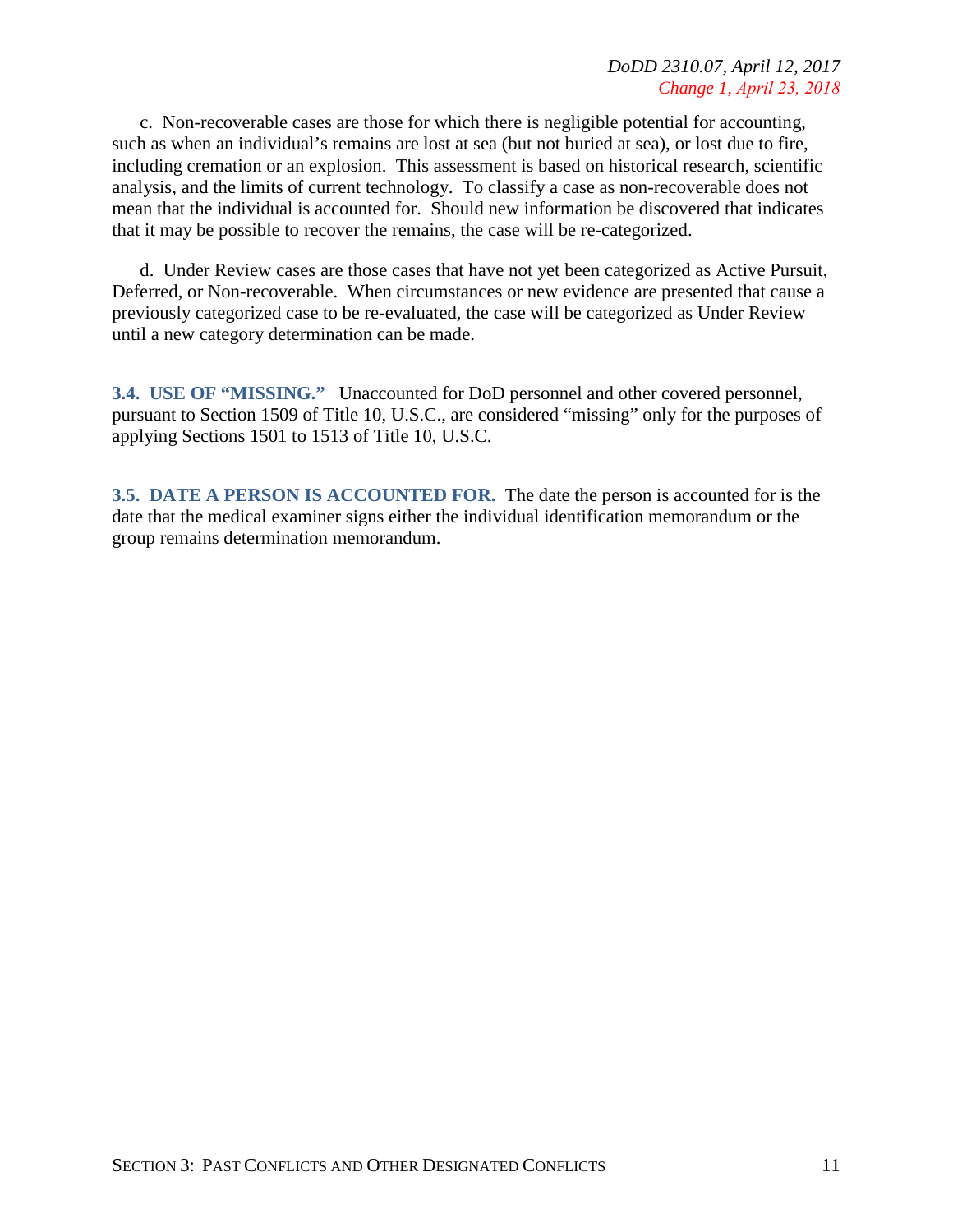c. Non-recoverable cases are those for which there is negligible potential for accounting, such as when an individual's remains are lost at sea (but not buried at sea), or lost due to fire, including cremation or an explosion. This assessment is based on historical research, scientific analysis, and the limits of current technology. To classify a case as non-recoverable does not mean that the individual is accounted for. Should new information be discovered that indicates that it may be possible to recover the remains, the case will be re-categorized.

d. Under Review cases are those cases that have not yet been categorized as Active Pursuit, Deferred, or Non-recoverable. When circumstances or new evidence are presented that cause a previously categorized case to be re-evaluated, the case will be categorized as Under Review until a new category determination can be made.

**3.4. USE OF "MISSING."** Unaccounted for DoD personnel and other covered personnel, pursuant to Section 1509 of Title 10, U.S.C., are considered "missing" only for the purposes of applying Sections 1501 to 1513 of Title 10, U.S.C.

**3.5. DATE A PERSON IS ACCOUNTED FOR.** The date the person is accounted for is the date that the medical examiner signs either the individual identification memorandum or the group remains determination memorandum.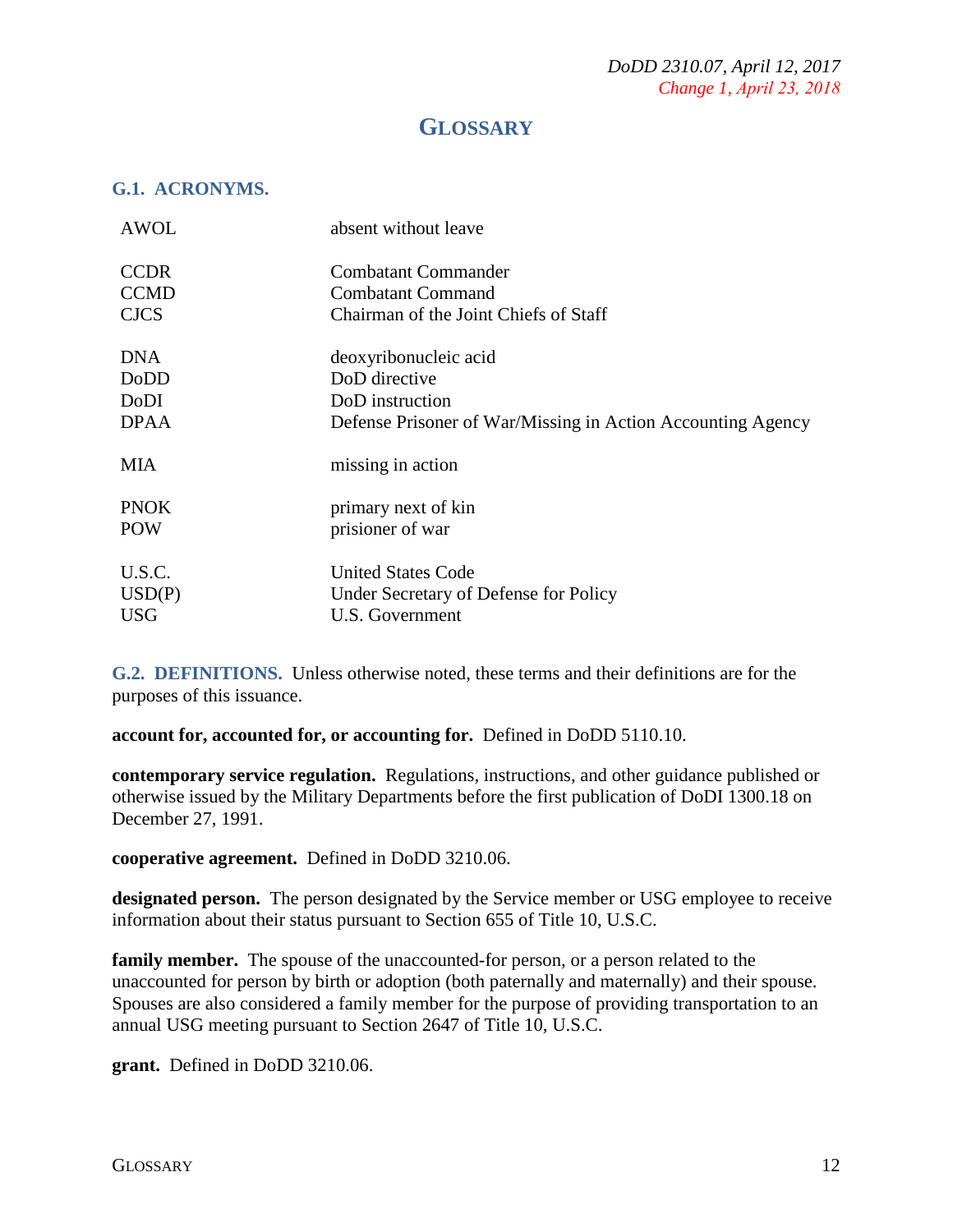# GLOSSARY

## G.1. ACRONYMS.

| | |
|---|---|
| AWOL | absent without leave |
| CCDR | Combatant Commander |
| CCMD | Combatant Command |
| CJCS | Chairman of the Joint Chiefs of Staff |
| DNA | deoxyribonucleic acid |
| DoDD | DoD directive |
| DoDI | DoD instruction |
| DPAA | Defense Prisoner of War/Missing in Action Accounting Agency |
| MIA | missing in action |
| PNOK | primary next of kin |
| POW | prisioner of war |
| U.S.C. | United States Code |
| USD(P) | Under Secretary of Defense for Policy |
| USG | U.S. Government |

## G.2. DEFINITIONS.

Unless otherwise noted, these terms and their definitions are for the purposes of this issuance.

**account for, accounted for, or accounting for.** Defined in DoDD 5110.10.

**contemporary service regulation.** Regulations, instructions, and other guidance published or otherwise issued by the Military Departments before the first publication of DoDI 1300.18 on December 27, 1991.

**cooperative agreement.** Defined in DoDD 3210.06.

**designated person.** The person designated by the Service member or USG employee to receive information about their status pursuant to Section 655 of Title 10, U.S.C.

**family member.** The spouse of the unaccounted-for person, or a person related to the unaccounted for person by birth or adoption (both paternally and maternally) and their spouse. Spouses are also considered a family member for the purpose of providing transportation to an annual USG meeting pursuant to Section 2647 of Title 10, U.S.C.

**grant.** Defined in DoDD 3210.06.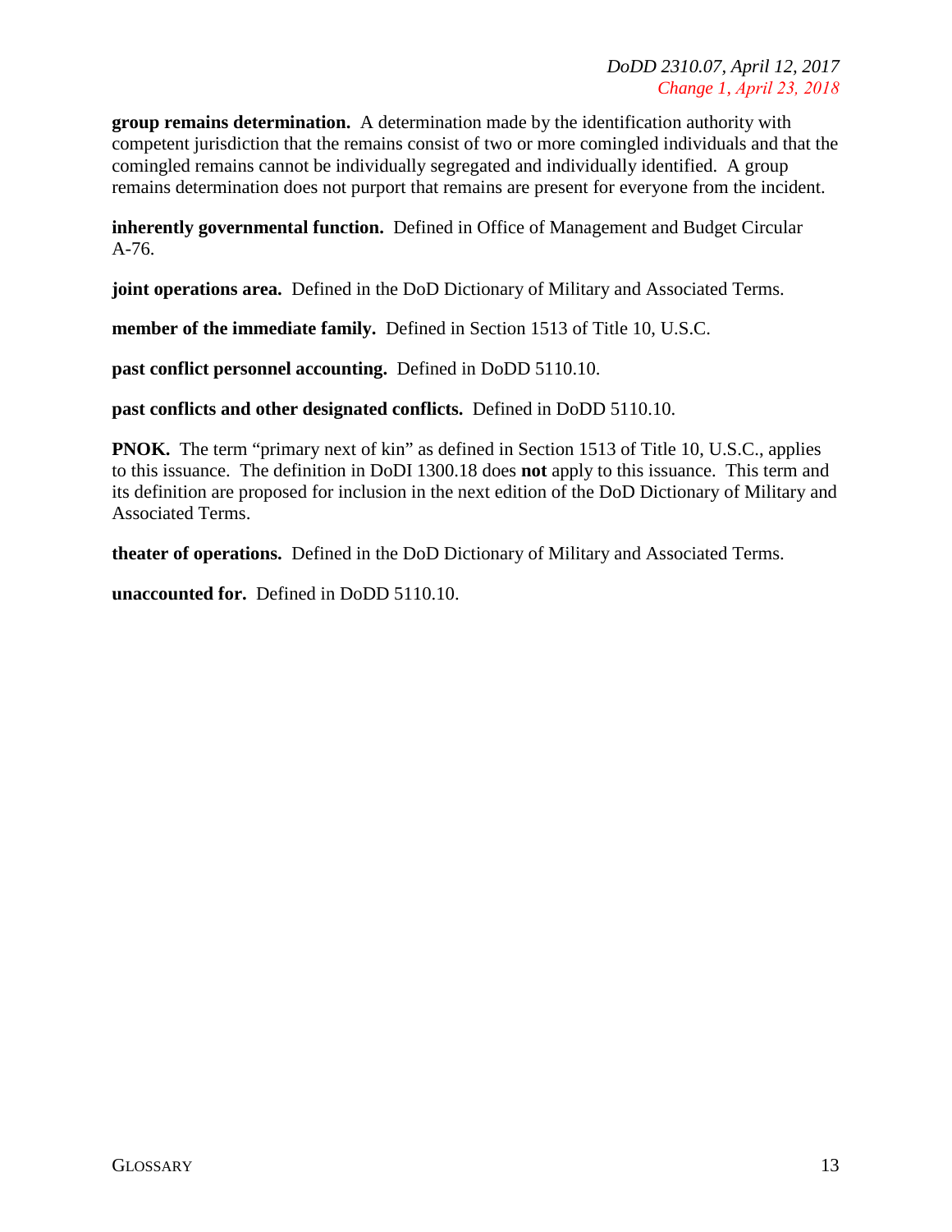**group remains determination.** A determination made by the identification authority with competent jurisdiction that the remains consist of two or more comingled individuals and that the comingled remains cannot be individually segregated and individually identified. A group remains determination does not purport that remains are present for everyone from the incident.

**inherently governmental function.** Defined in Office of Management and Budget Circular A-76.

**joint operations area.** Defined in the DoD Dictionary of Military and Associated Terms.

**member of the immediate family.** Defined in Section 1513 of Title 10, U.S.C.

**past conflict personnel accounting.** Defined in DoDD 5110.10.

**past conflicts and other designated conflicts.** Defined in DoDD 5110.10.

**PNOK.** The term "primary next of kin" as defined in Section 1513 of Title 10, U.S.C., applies to this issuance. The definition in DoDI 1300.18 does **not** apply to this issuance. This term and its definition are proposed for inclusion in the next edition of the DoD Dictionary of Military and Associated Terms.

**theater of operations.** Defined in the DoD Dictionary of Military and Associated Terms.

**unaccounted for.** Defined in DoDD 5110.10.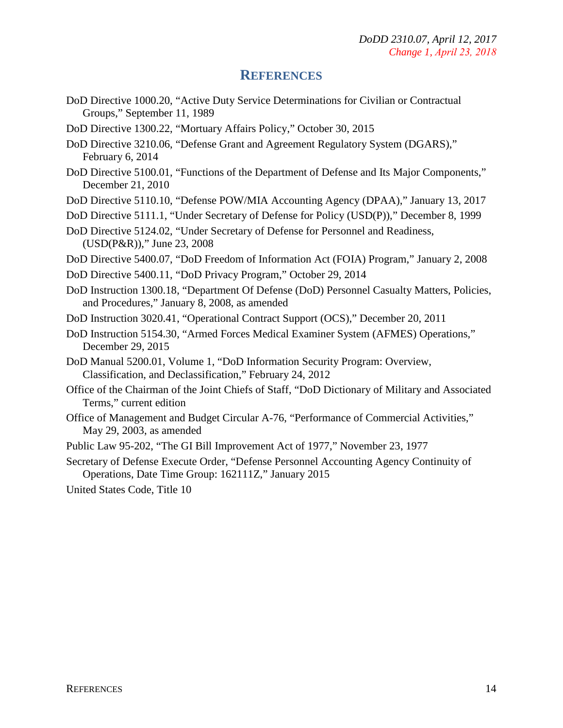# REFERENCES

DoD Directive 1000.20, "Active Duty Service Determinations for Civilian or Contractual Groups," September 11, 1989

DoD Directive 1300.22, "Mortuary Affairs Policy," October 30, 2015

DoD Directive 3210.06, "Defense Grant and Agreement Regulatory System (DGARS)," February 6, 2014

DoD Directive 5100.01, "Functions of the Department of Defense and Its Major Components," December 21, 2010

DoD Directive 5110.10, "Defense POW/MIA Accounting Agency (DPAA)," January 13, 2017

DoD Directive 5111.1, "Under Secretary of Defense for Policy (USD(P))," December 8, 1999

DoD Directive 5124.02, "Under Secretary of Defense for Personnel and Readiness, (USD(P&R))," June 23, 2008

DoD Directive 5400.07, "DoD Freedom of Information Act (FOIA) Program," January 2, 2008

DoD Directive 5400.11, "DoD Privacy Program," October 29, 2014

DoD Instruction 1300.18, "Department Of Defense (DoD) Personnel Casualty Matters, Policies, and Procedures," January 8, 2008, as amended

DoD Instruction 3020.41, "Operational Contract Support (OCS)," December 20, 2011

DoD Instruction 5154.30, "Armed Forces Medical Examiner System (AFMES) Operations," December 29, 2015

DoD Manual 5200.01, Volume 1, "DoD Information Security Program: Overview, Classification, and Declassification," February 24, 2012

Office of the Chairman of the Joint Chiefs of Staff, "DoD Dictionary of Military and Associated Terms," current edition

Office of Management and Budget Circular A-76, "Performance of Commercial Activities," May 29, 2003, as amended

Public Law 95-202, "The GI Bill Improvement Act of 1977," November 23, 1977

Secretary of Defense Execute Order, "Defense Personnel Accounting Agency Continuity of Operations, Date Time Group: 162111Z," January 2015

United States Code, Title 10